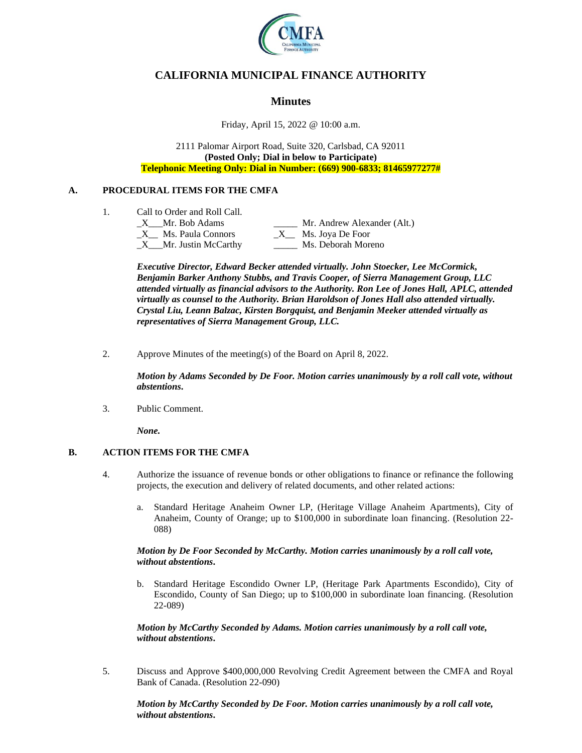# CALIFORNIA MUNICIPAL FINANCE AUTHORITY

## Minutes

Friday, April 15, 2022 @ 10:00 a.m.

2111 Palomar Airport Road, Suite 320, Carlsbad, CA 92011
**(Posted Only; Dial in below to Participate)**
**Telephonic Meeting Only: Dial in Number: (669) 900-6833; 81465977277#**

### A. PROCEDURAL ITEMS FOR THE CMFA

1. Call to Order and Roll Call.

   _X___Mr. Bob Adams
   _X__ Ms. Paula Connors
   _X___Mr. Justin McCarthy
   _____ Mr. Andrew Alexander (Alt.)
   _X__ Ms. Joya De Foor
   _____ Ms. Deborah Moreno

   ***Executive Director, Edward Becker attended virtually. John Stoecker, Lee McCormick, Benjamin Barker Anthony Stubbs, and Travis Cooper, of Sierra Management Group, LLC attended virtually as financial advisors to the Authority. Ron Lee of Jones Hall, APLC, attended virtually as counsel to the Authority. Brian Haroldson of Jones Hall also attended virtually. Crystal Liu, Leann Balzac, Kirsten Borgquist, and Benjamin Meeker attended virtually as representatives of Sierra Management Group, LLC.***

2. Approve Minutes of the meeting(s) of the Board on April 8, 2022.

   ***Motion by Adams Seconded by De Foor. Motion carries unanimously by a roll call vote, without abstentions.***

3. Public Comment.

   ***None.***

### B. ACTION ITEMS FOR THE CMFA

4. Authorize the issuance of revenue bonds or other obligations to finance or refinance the following projects, the execution and delivery of related documents, and other related actions:

   a. Standard Heritage Anaheim Owner LP, (Heritage Village Anaheim Apartments), City of Anaheim, County of Orange; up to $100,000 in subordinate loan financing. (Resolution 22-088)

   ***Motion by De Foor Seconded by McCarthy. Motion carries unanimously by a roll call vote, without abstentions.***

   b. Standard Heritage Escondido Owner LP, (Heritage Park Apartments Escondido), City of Escondido, County of San Diego; up to $100,000 in subordinate loan financing. (Resolution 22-089)

   ***Motion by McCarthy Seconded by Adams. Motion carries unanimously by a roll call vote, without abstentions.***

5. Discuss and Approve $400,000,000 Revolving Credit Agreement between the CMFA and Royal Bank of Canada. (Resolution 22-090)

   ***Motion by McCarthy Seconded by De Foor. Motion carries unanimously by a roll call vote, without abstentions.***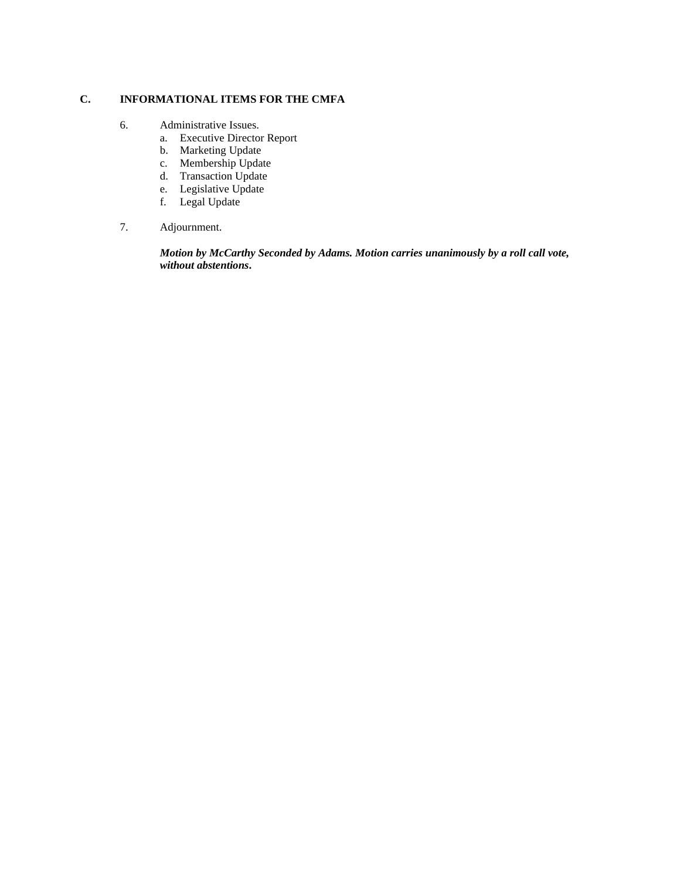## C. INFORMATIONAL ITEMS FOR THE CMFA

6. Administrative Issues.
   a. Executive Director Report
   b. Marketing Update
   c. Membership Update
   d. Transaction Update
   e. Legislative Update
   f. Legal Update

7. Adjournment.

   ***Motion by McCarthy Seconded by Adams. Motion carries unanimously by a roll call vote, without abstentions.***